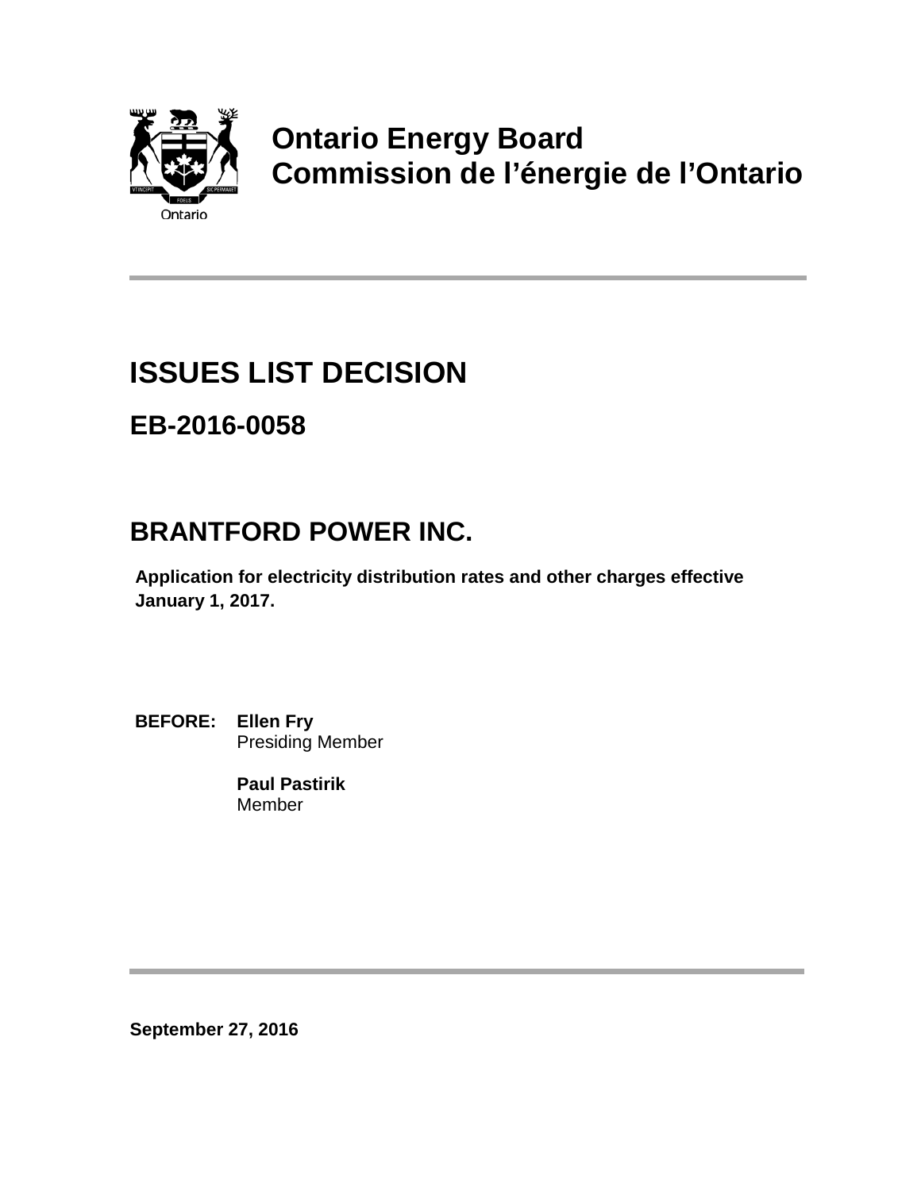Ontario

**Ontario Energy Board**
**Commission de l’énergie de l’Ontario**

# ISSUES LIST DECISION

## EB-2016-0058

## BRANTFORD POWER INC.

**Application for electricity distribution rates and other charges effective January 1, 2017.**

**BEFORE:** **Ellen Fry**
Presiding Member

**Paul Pastirik**
Member

**September 27, 2016**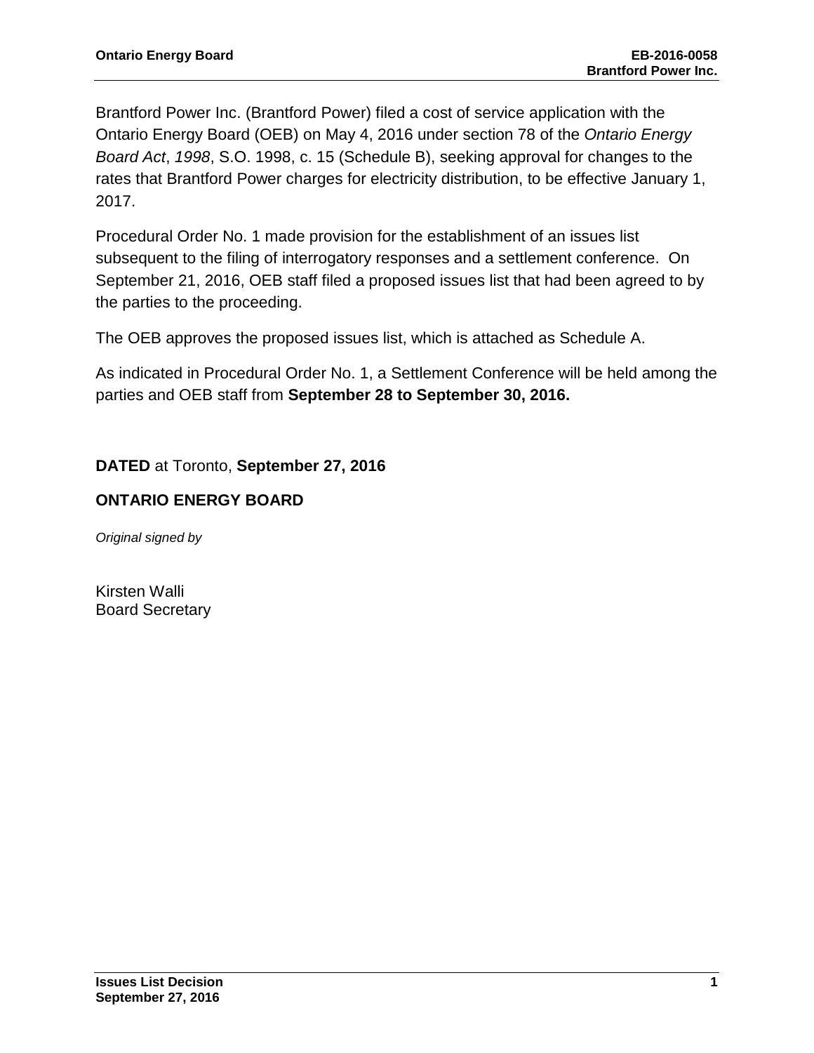Brantford Power Inc. (Brantford Power) filed a cost of service application with the Ontario Energy Board (OEB) on May 4, 2016 under section 78 of the *Ontario Energy Board Act*, *1998*, S.O. 1998, c. 15 (Schedule B), seeking approval for changes to the rates that Brantford Power charges for electricity distribution, to be effective January 1, 2017.

Procedural Order No. 1 made provision for the establishment of an issues list subsequent to the filing of interrogatory responses and a settlement conference. On September 21, 2016, OEB staff filed a proposed issues list that had been agreed to by the parties to the proceeding.

The OEB approves the proposed issues list, which is attached as Schedule A.

As indicated in Procedural Order No. 1, a Settlement Conference will be held among the parties and OEB staff from **September 28 to September 30, 2016.**

**DATED** at Toronto, **September 27, 2016**

**ONTARIO ENERGY BOARD**

*Original signed by*

Kirsten Walli
Board Secretary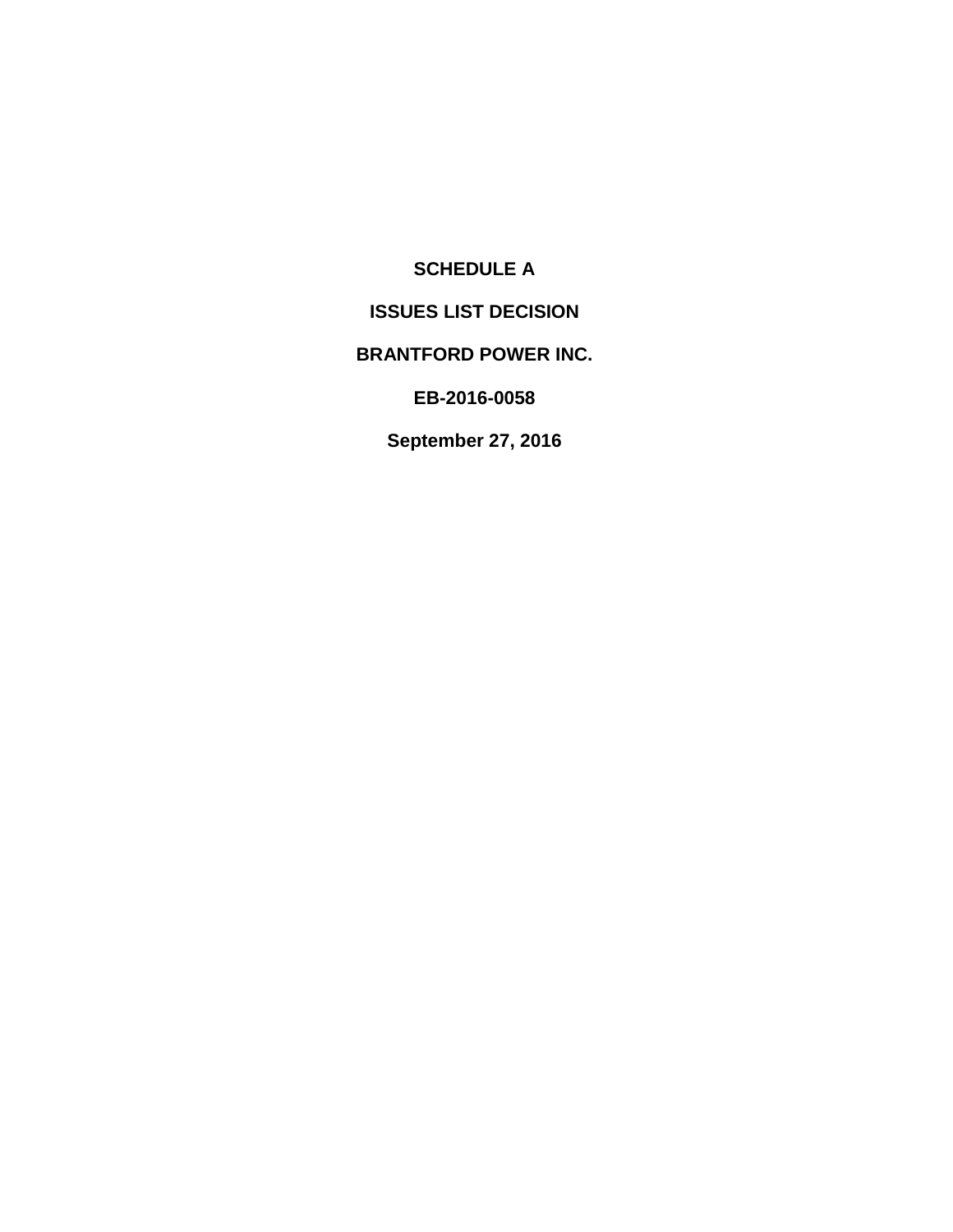**SCHEDULE A**

**ISSUES LIST DECISION**

**BRANTFORD POWER INC.**

**EB-2016-0058**

**September 27, 2016**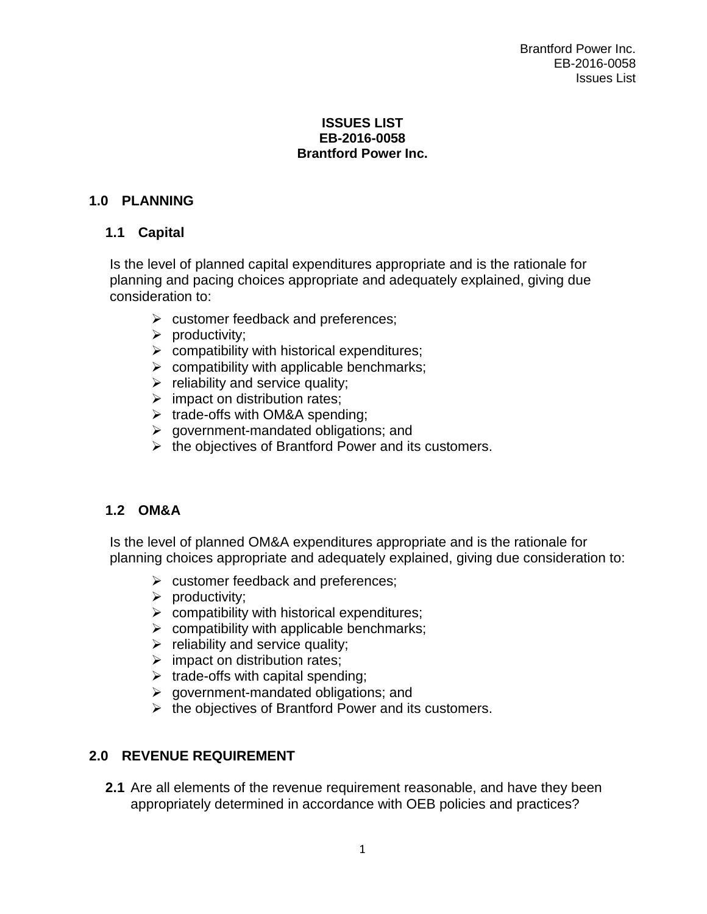# ISSUES LIST
# EB-2016-0058
# Brantford Power Inc.

## 1.0 PLANNING

### 1.1 Capital

Is the level of planned capital expenditures appropriate and is the rationale for planning and pacing choices appropriate and adequately explained, giving due consideration to:

- customer feedback and preferences;
- productivity;
- compatibility with historical expenditures;
- compatibility with applicable benchmarks;
- reliability and service quality;
- impact on distribution rates;
- trade-offs with OM&A spending;
- government-mandated obligations; and
- the objectives of Brantford Power and its customers.

### 1.2 OM&A

Is the level of planned OM&A expenditures appropriate and is the rationale for planning choices appropriate and adequately explained, giving due consideration to:

- customer feedback and preferences;
- productivity;
- compatibility with historical expenditures;
- compatibility with applicable benchmarks;
- reliability and service quality;
- impact on distribution rates;
- trade-offs with capital spending;
- government-mandated obligations; and
- the objectives of Brantford Power and its customers.

## 2.0 REVENUE REQUIREMENT

**2.1** Are all elements of the revenue requirement reasonable, and have they been appropriately determined in accordance with OEB policies and practices?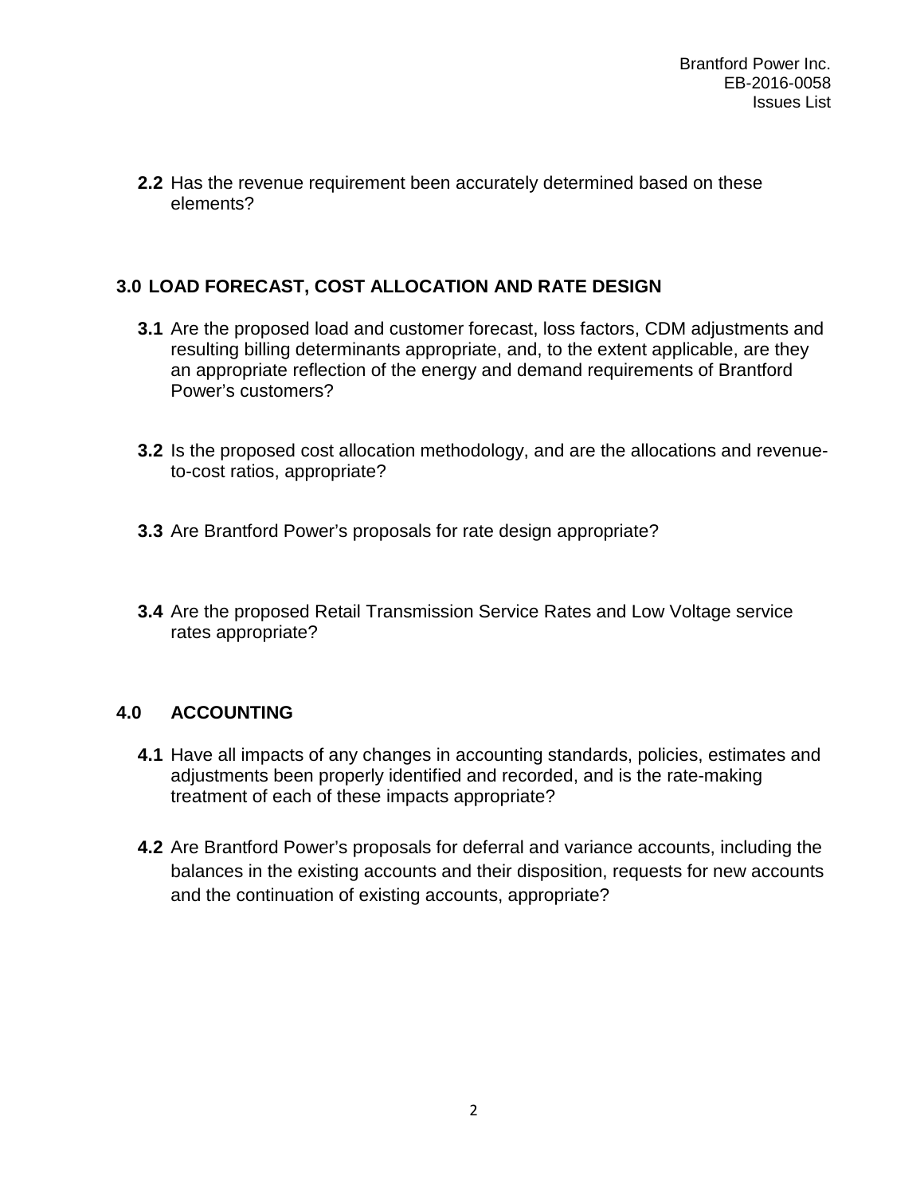**2.2** Has the revenue requirement been accurately determined based on these elements?

## 3.0 LOAD FORECAST, COST ALLOCATION AND RATE DESIGN

**3.1** Are the proposed load and customer forecast, loss factors, CDM adjustments and resulting billing determinants appropriate, and, to the extent applicable, are they an appropriate reflection of the energy and demand requirements of Brantford Power's customers?

**3.2** Is the proposed cost allocation methodology, and are the allocations and revenue-to-cost ratios, appropriate?

**3.3** Are Brantford Power's proposals for rate design appropriate?

**3.4** Are the proposed Retail Transmission Service Rates and Low Voltage service rates appropriate?

## 4.0 ACCOUNTING

**4.1** Have all impacts of any changes in accounting standards, policies, estimates and adjustments been properly identified and recorded, and is the rate-making treatment of each of these impacts appropriate?

**4.2** Are Brantford Power's proposals for deferral and variance accounts, including the balances in the existing accounts and their disposition, requests for new accounts and the continuation of existing accounts, appropriate?